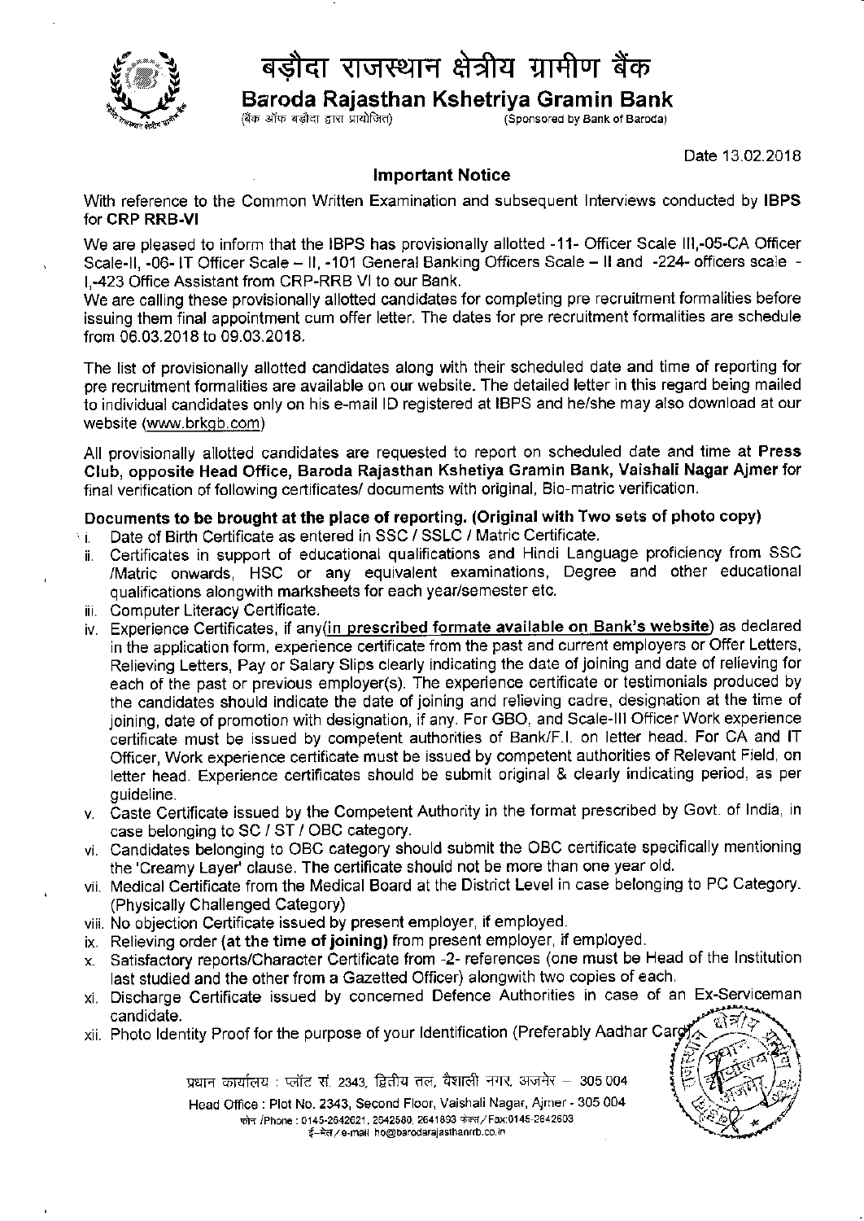# बड़ौदा राजस्थान क्षेत्रीय ग्रामीण बैंक

## Baroda Rajasthan Kshetriya Gramin Bank

(बैंक ऑफ बड़ौदा द्वारा प्रायोजित) (Sponsored by Bank of Baroda)

Date 13.02.2018

### Important Notice

With reference to the Common Written Examination and subsequent Interviews conducted by **IBPS** for **CRP RRB-VI**

We are pleased to inform that the IBPS has provisionally allotted -11- Officer Scale III,-05-CA Officer Scale-II, -06- IT Officer Scale – II, -101 General Banking Officers Scale – II and -224- officers scale - I,-423 Office Assistant from CRP-RRB VI to our Bank.

We are calling these provisionally allotted candidates for completing pre recruitment formalities before issuing them final appointment cum offer letter. The dates for pre recruitment formalities are schedule from 06.03.2018 to 09.03.2018.

The list of provisionally allotted candidates along with their scheduled date and time of reporting for pre recruitment formalities are available on our website. The detailed letter in this regard being mailed to individual candidates only on his e-mail ID registered at IBPS and he/she may also download at our website (www.brkgb.com)

All provisionally allotted candidates are requested to report on scheduled date and time at **Press Club, opposite Head Office, Baroda Rajasthan Kshetiya Gramin Bank, Vaishali Nagar Ajmer** for final verification of following certificates/ documents with original, Bio-matric verification.

**Documents to be brought at the place of reporting. (Original with Two sets of photo copy)**

i. Date of Birth Certificate as entered in SSC / SSLC / Matric Certificate.

ii. Certificates in support of educational qualifications and Hindi Language proficiency from SSC /Matric onwards, HSC or any equivalent examinations, Degree and other educational qualifications alongwith marksheets for each year/semester etc.

iii. Computer Literacy Certificate.

iv. Experience Certificates, if any(**in prescribed formate available on Bank's website**) as declared in the application form, experience certificate from the past and current employers or Offer Letters, Relieving Letters, Pay or Salary Slips clearly indicating the date of joining and date of relieving for each of the past or previous employer(s). The experience certificate or testimonials produced by the candidates should indicate the date of joining and relieving cadre, designation at the time of joining, date of promotion with designation, if any. For GBO, and Scale-III Officer Work experience certificate must be issued by competent authorities of Bank/F.I. on letter head. For CA and IT Officer, Work experience certificate must be issued by competent authorities of Relevant Field, on letter head. Experience certificates should be submit original & clearly indicating period, as per guideline.

v. Caste Certificate issued by the Competent Authority in the format prescribed by Govt. of India, in case belonging to SC / ST / OBC category.

vi. Candidates belonging to OBC category should submit the OBC certificate specifically mentioning the 'Creamy Layer' clause. The certificate should not be more than one year old.

vii. Medical Certificate from the Medical Board at the District Level in case belonging to PC Category. (Physically Challenged Category)

viii. No objection Certificate issued by present employer, if employed.

ix. Relieving order **(at the time of joining)** from present employer, if employed.

x. Satisfactory reports/Character Certificate from -2- references (one must be Head of the Institution last studied and the other from a Gazetted Officer) alongwith two copies of each.

xi. Discharge Certificate issued by concerned Defence Authorities in case of an Ex-Serviceman candidate.

xii. Photo Identity Proof for the purpose of your Identification (Preferably Aadhar Card

प्रधान कार्यालय : प्लॉट सं. 2343, द्वितीय तल, वैशाली नगर, अजमेर – 305 004

Head Office : Plot No. 2343, Second Floor, Vaishali Nagar, Ajmer - 305 004

फोन /Phone : 0145-2642621, 2642580, 2641893 फैक्स/Fax:0145-2642603

ई-मेल / e-mail ho@barodarajasthanrrb.co.in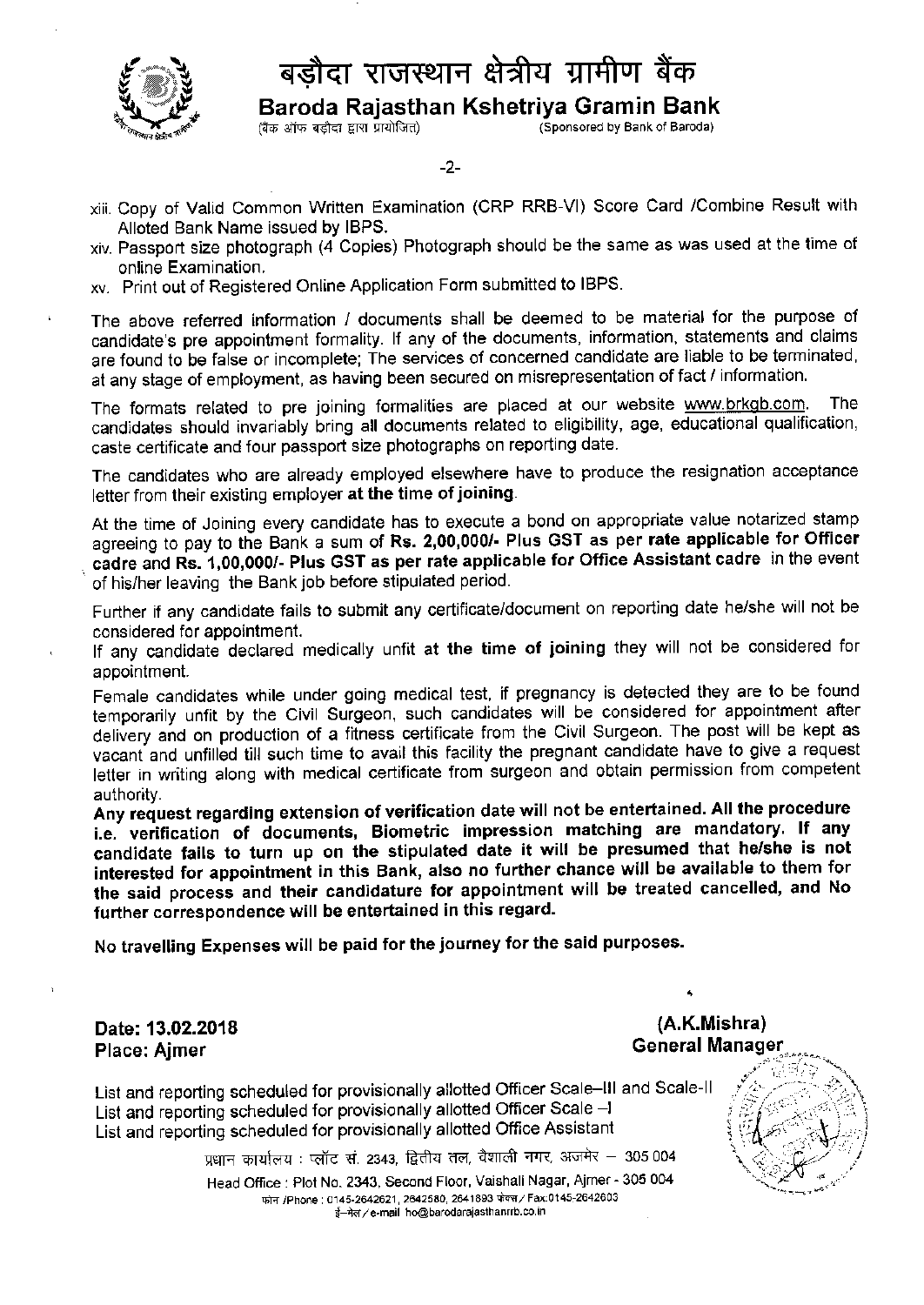# बड़ौदा राजस्थान क्षेत्रीय ग्रामीण बैंक

## Baroda Rajasthan Kshetriya Gramin Bank

(बैंक ऑफ बड़ौदा द्वारा प्रायोजित) (Sponsored by Bank of Baroda)

xiii. Copy of Valid Common Written Examination (CRP RRB-VI) Score Card /Combine Result with Alloted Bank Name issued by IBPS.

xiv. Passport size photograph (4 Copies) Photograph should be the same as was used at the time of online Examination.

xv. Print out of Registered Online Application Form submitted to IBPS.

The above referred information / documents shall be deemed to be material for the purpose of candidate's pre appointment formality. If any of the documents, information, statements and claims are found to be false or incomplete; The services of concerned candidate are liable to be terminated, at any stage of employment, as having been secured on misrepresentation of fact / information.

The formats related to pre joining formalities are placed at our website www.brkgb.com. The candidates should invariably bring **all** documents related to eligibility, age, educational qualification, caste certificate and four passport size photographs on reporting date.

The candidates who are already employed elsewhere have to produce the resignation acceptance letter from their existing employer **at the time of joining**.

At the time of Joining every candidate has to execute a bond on appropriate value notarized stamp agreeing to pay to the Bank a sum of **Rs. 2,00,000/- Plus GST as per rate applicable for Officer cadre and Rs. 1,00,000/- Plus GST as per rate applicable for Office Assistant cadre** in the event of his/her leaving the Bank job before stipulated period.

Further if any candidate fails to submit any certificate/document on reporting date he/she will not be considered for appointment.

If any candidate declared medically unfit **at the time of joining** they will not be considered for appointment.

Female candidates while under going medical test, if pregnancy is detected they are to be found temporarily unfit by the Civil Surgeon, such candidates will be considered for appointment after delivery and on production of a fitness certificate from the Civil Surgeon. The post will be kept as vacant and unfilled till such time to avail this facility the pregnant candidate have to give a request letter in writing along with medical certificate from surgeon and obtain permission from competent authority.

**Any request regarding extension of verification date will not be entertained. All the procedure i.e. verification of documents, Biometric impression matching are mandatory. If any candidate fails to turn up on the stipulated date it will be presumed that he/she is not interested for appointment in this Bank, also no further chance will be available to them for the said process and their candidature for appointment will be treated cancelled, and No further correspondence will be entertained in this regard.**

**No travelling Expenses will be paid for the journey for the said purposes.**

**Date: 13.02.2018**
**Place: Ajmer**

**(A.K.Mishra)**
**General Manager**

List and reporting scheduled for provisionally allotted Officer Scale–III and Scale-II
List and reporting scheduled for provisionally allotted Officer Scale –I
List and reporting scheduled for provisionally allotted Office Assistant

प्रधान कार्यालय : प्लॉट सं. 2343, द्वितीय तल, वैशाली नगर, अजमेर – 305 004
Head Office : Plot No. 2343, Second Floor, Vaishali Nagar, Ajmer - 305 004
फोन /Phone : 0145-2642621, 2642580, 2641893 फैक्स / Fax:0145-2642603
ई–मेल / e-mail ho@barodarajasthanrrb.co.in